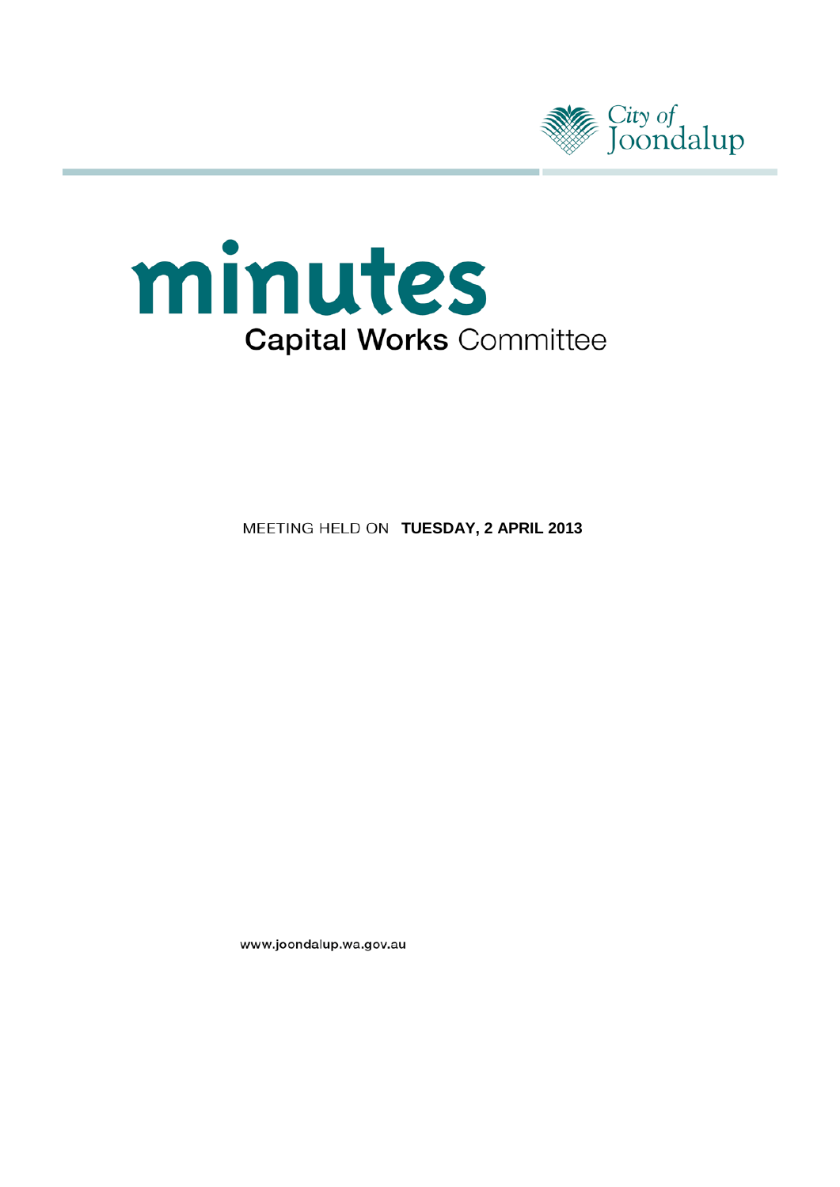City of Joondalup

# minutes

## Capital Works Committee

MEETING HELD ON **TUESDAY, 2 APRIL 2013**

www.joondalup.wa.gov.au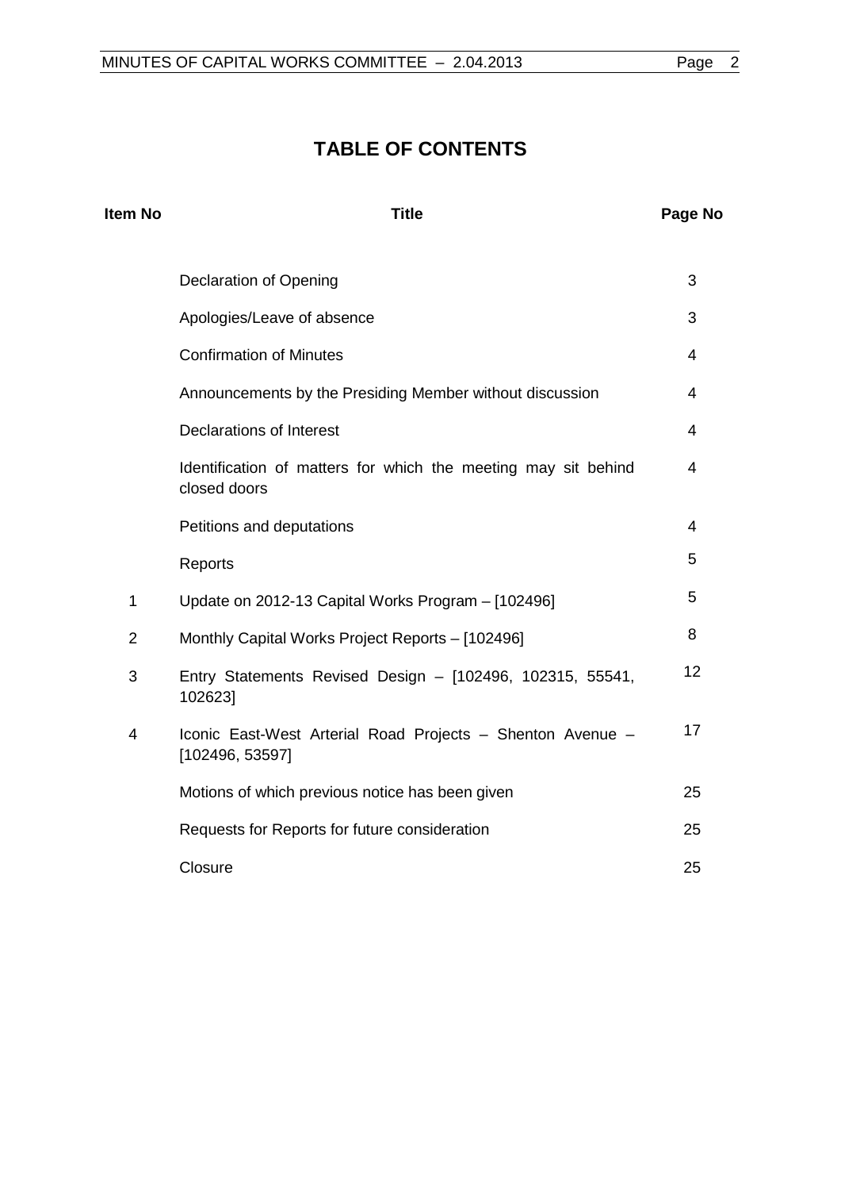# TABLE OF CONTENTS

| Item No | Title | Page No |
|---|---|---|
| | Declaration of Opening | 3 |
| | Apologies/Leave of absence | 3 |
| | Confirmation of Minutes | 4 |
| | Announcements by the Presiding Member without discussion | 4 |
| | Declarations of Interest | 4 |
| | Identification of matters for which the meeting may sit behind closed doors | 4 |
| | Petitions and deputations | 4 |
| | Reports | 5 |
| 1 | Update on 2012-13 Capital Works Program – [102496] | 5 |
| 2 | Monthly Capital Works Project Reports – [102496] | 8 |
| 3 | Entry Statements Revised Design – [102496, 102315, 55541, 102623] | 12 |
| 4 | Iconic East-West Arterial Road Projects – Shenton Avenue – [102496, 53597] | 17 |
| | Motions of which previous notice has been given | 25 |
| | Requests for Reports for future consideration | 25 |
| | Closure | 25 |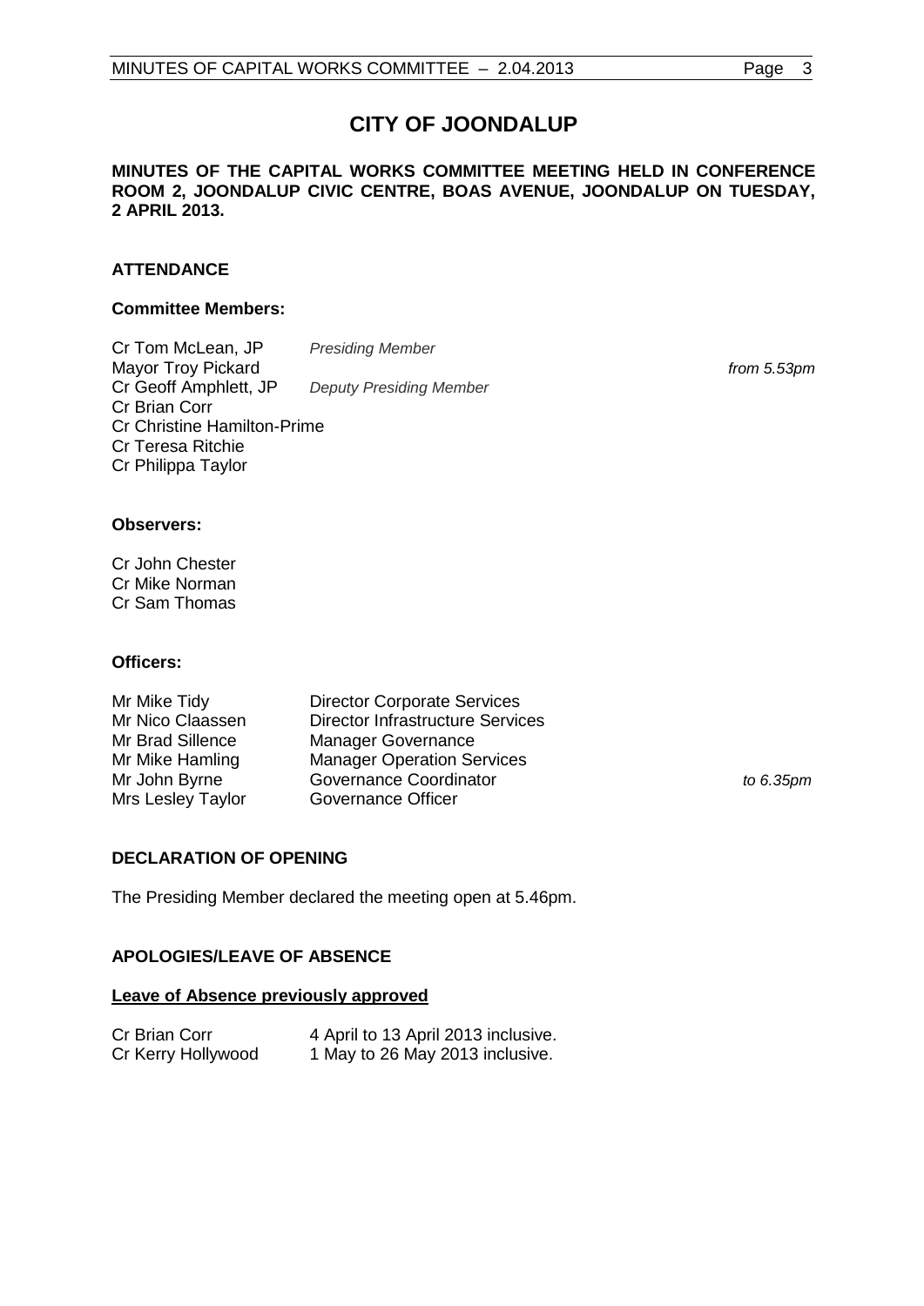# CITY OF JOONDALUP

**MINUTES OF THE CAPITAL WORKS COMMITTEE MEETING HELD IN CONFERENCE ROOM 2, JOONDALUP CIVIC CENTRE, BOAS AVENUE, JOONDALUP ON TUESDAY, 2 APRIL 2013.**

## ATTENDANCE

### Committee Members:

| | | |
|---|---|---|
| Cr Tom McLean, JP | *Presiding Member* | |
| Mayor Troy Pickard | | *from 5.53pm* |
| Cr Geoff Amphlett, JP | *Deputy Presiding Member* | |
| Cr Brian Corr | | |
| Cr Christine Hamilton-Prime | | |
| Cr Teresa Ritchie | | |
| Cr Philippa Taylor | | |

### Observers:

Cr John Chester
Cr Mike Norman
Cr Sam Thomas

### Officers:

| | | |
|---|---|---|
| Mr Mike Tidy | Director Corporate Services | |
| Mr Nico Claassen | Director Infrastructure Services | |
| Mr Brad Sillence | Manager Governance | |
| Mr Mike Hamling | Manager Operation Services | |
| Mr John Byrne | Governance Coordinator | *to 6.35pm* |
| Mrs Lesley Taylor | Governance Officer | |

## DECLARATION OF OPENING

The Presiding Member declared the meeting open at 5.46pm.

## APOLOGIES/LEAVE OF ABSENCE

**Leave of Absence previously approved**

| | |
|---|---|
| Cr Brian Corr | 4 April to 13 April 2013 inclusive. |
| Cr Kerry Hollywood | 1 May to 26 May 2013 inclusive. |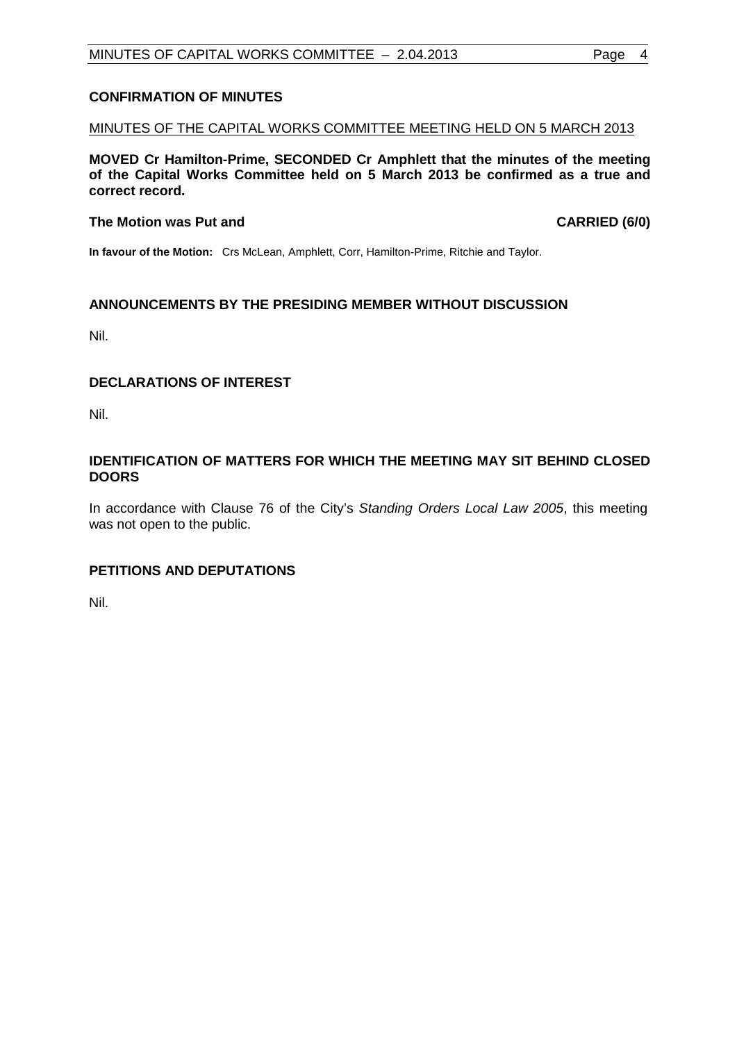## CONFIRMATION OF MINUTES

MINUTES OF THE CAPITAL WORKS COMMITTEE MEETING HELD ON 5 MARCH 2013

**MOVED Cr Hamilton-Prime, SECONDED Cr Amphlett that the minutes of the meeting of the Capital Works Committee held on 5 March 2013 be confirmed as a true and correct record.**

**The Motion was Put and CARRIED (6/0)**

**In favour of the Motion:** Crs McLean, Amphlett, Corr, Hamilton-Prime, Ritchie and Taylor.

## ANNOUNCEMENTS BY THE PRESIDING MEMBER WITHOUT DISCUSSION

Nil.

## DECLARATIONS OF INTEREST

Nil.

## IDENTIFICATION OF MATTERS FOR WHICH THE MEETING MAY SIT BEHIND CLOSED DOORS

In accordance with Clause 76 of the City's *Standing Orders Local Law 2005*, this meeting was not open to the public.

## PETITIONS AND DEPUTATIONS

Nil.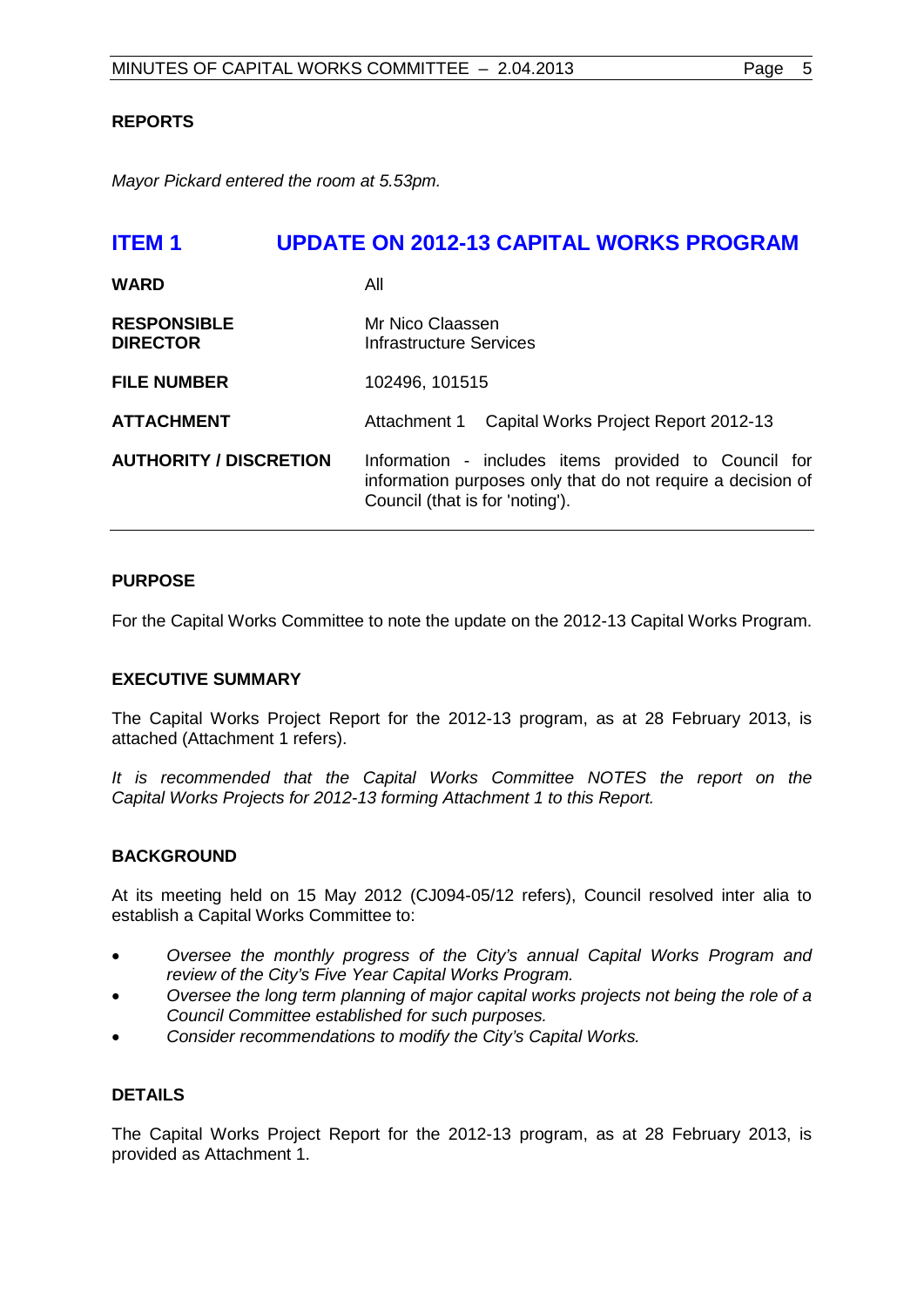## REPORTS

*Mayor Pickard entered the room at 5.53pm.*

# ITEM 1 UPDATE ON 2012-13 CAPITAL WORKS PROGRAM

| | |
|---|---|
| **WARD** | All |
| **RESPONSIBLE DIRECTOR** | Mr Nico Claassen<br>Infrastructure Services |
| **FILE NUMBER** | 102496, 101515 |
| **ATTACHMENT** | Attachment 1 Capital Works Project Report 2012-13 |
| **AUTHORITY / DISCRETION** | Information - includes items provided to Council for information purposes only that do not require a decision of Council (that is for 'noting'). |

### PURPOSE

For the Capital Works Committee to note the update on the 2012-13 Capital Works Program.

### EXECUTIVE SUMMARY

The Capital Works Project Report for the 2012-13 program, as at 28 February 2013, is attached (Attachment 1 refers).

*It is recommended that the Capital Works Committee NOTES the report on the Capital Works Projects for 2012-13 forming Attachment 1 to this Report.*

### BACKGROUND

At its meeting held on 15 May 2012 (CJ094-05/12 refers), Council resolved inter alia to establish a Capital Works Committee to:

- *Oversee the monthly progress of the City's annual Capital Works Program and review of the City's Five Year Capital Works Program.*
- *Oversee the long term planning of major capital works projects not being the role of a Council Committee established for such purposes.*
- *Consider recommendations to modify the City's Capital Works.*

### DETAILS

The Capital Works Project Report for the 2012-13 program, as at 28 February 2013, is provided as Attachment 1.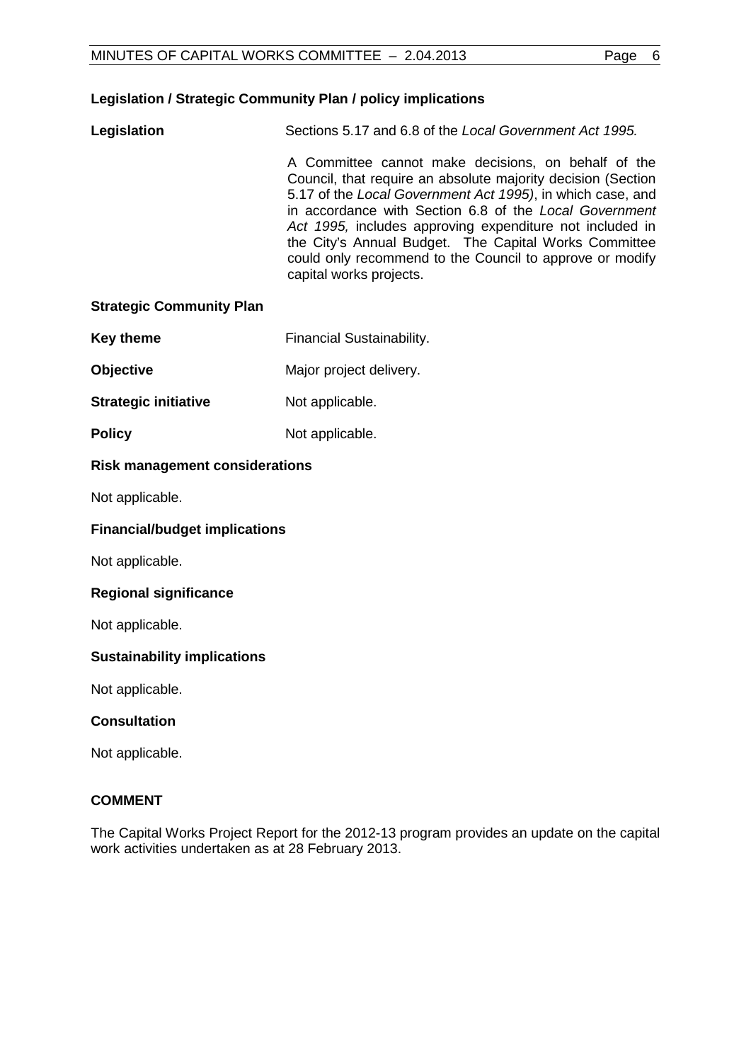**Legislation / Strategic Community Plan / policy implications**

**Legislation** Sections 5.17 and 6.8 of the *Local Government Act 1995.*

A Committee cannot make decisions, on behalf of the Council, that require an absolute majority decision (Section 5.17 of the *Local Government Act 1995)*, in which case, and in accordance with Section 6.8 of the *Local Government Act 1995,* includes approving expenditure not included in the City's Annual Budget. The Capital Works Committee could only recommend to the Council to approve or modify capital works projects.

**Strategic Community Plan**

**Key theme** Financial Sustainability.

**Objective** Major project delivery.

**Strategic initiative** Not applicable.

**Policy** Not applicable.

**Risk management considerations**

Not applicable.

**Financial/budget implications**

Not applicable.

**Regional significance**

Not applicable.

**Sustainability implications**

Not applicable.

**Consultation**

Not applicable.

**COMMENT**

The Capital Works Project Report for the 2012-13 program provides an update on the capital work activities undertaken as at 28 February 2013.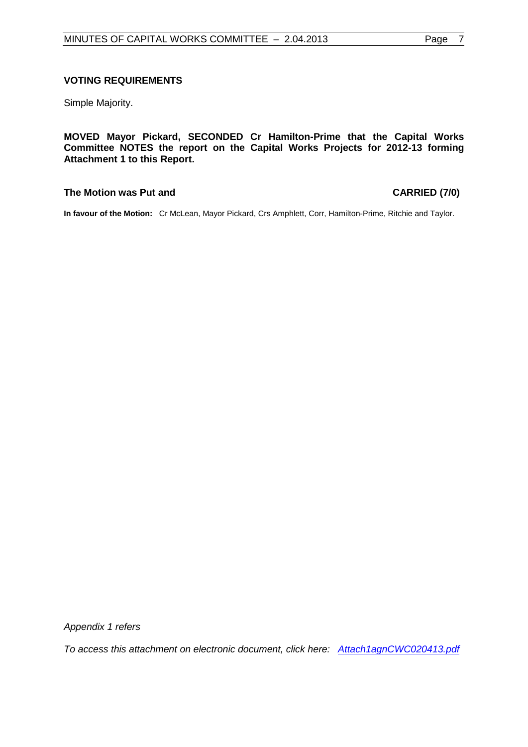**VOTING REQUIREMENTS**

Simple Majority.

**MOVED Mayor Pickard, SECONDED Cr Hamilton-Prime that the Capital Works Committee NOTES the report on the Capital Works Projects for 2012-13 forming Attachment 1 to this Report.**

**The Motion was Put and** **CARRIED (7/0)**

**In favour of the Motion:** Cr McLean, Mayor Pickard, Crs Amphlett, Corr, Hamilton-Prime, Ritchie and Taylor.

*Appendix 1 refers*

*To access this attachment on electronic document, click here: Attach1agnCWC020413.pdf*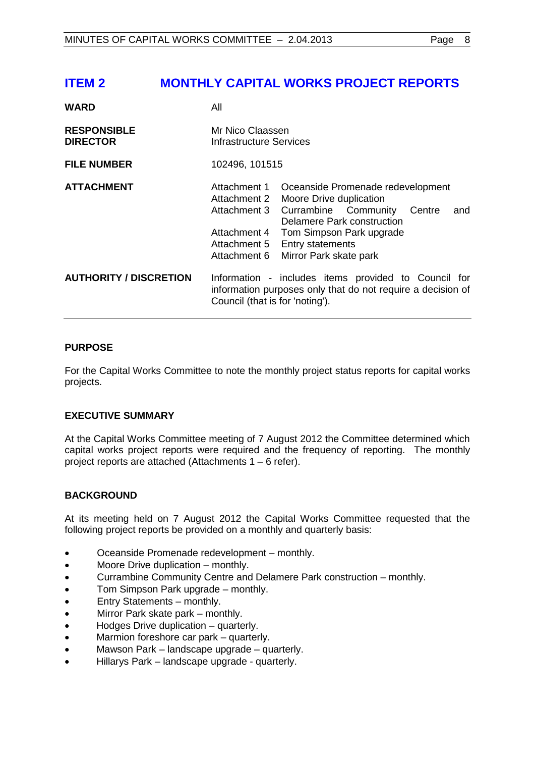## ITEM 2 MONTHLY CAPITAL WORKS PROJECT REPORTS

| | |
|---|---|
| **WARD** | All |
| **RESPONSIBLE DIRECTOR** | Mr Nico Claassen<br>Infrastructure Services |
| **FILE NUMBER** | 102496, 101515 |
| **ATTACHMENT** | Attachment 1 Oceanside Promenade redevelopment<br>Attachment 2 Moore Drive duplication<br>Attachment 3 Currambine Community Centre and Delamere Park construction<br>Attachment 4 Tom Simpson Park upgrade<br>Attachment 5 Entry statements<br>Attachment 6 Mirror Park skate park |
| **AUTHORITY / DISCRETION** | Information - includes items provided to Council for information purposes only that do not require a decision of Council (that is for 'noting'). |

### PURPOSE

For the Capital Works Committee to note the monthly project status reports for capital works projects.

### EXECUTIVE SUMMARY

At the Capital Works Committee meeting of 7 August 2012 the Committee determined which capital works project reports were required and the frequency of reporting. The monthly project reports are attached (Attachments 1 – 6 refer).

### BACKGROUND

At its meeting held on 7 August 2012 the Capital Works Committee requested that the following project reports be provided on a monthly and quarterly basis:

- Oceanside Promenade redevelopment – monthly.
- Moore Drive duplication – monthly.
- Currambine Community Centre and Delamere Park construction – monthly.
- Tom Simpson Park upgrade – monthly.
- Entry Statements – monthly.
- Mirror Park skate park – monthly.
- Hodges Drive duplication – quarterly.
- Marmion foreshore car park – quarterly.
- Mawson Park – landscape upgrade – quarterly.
- Hillarys Park – landscape upgrade - quarterly.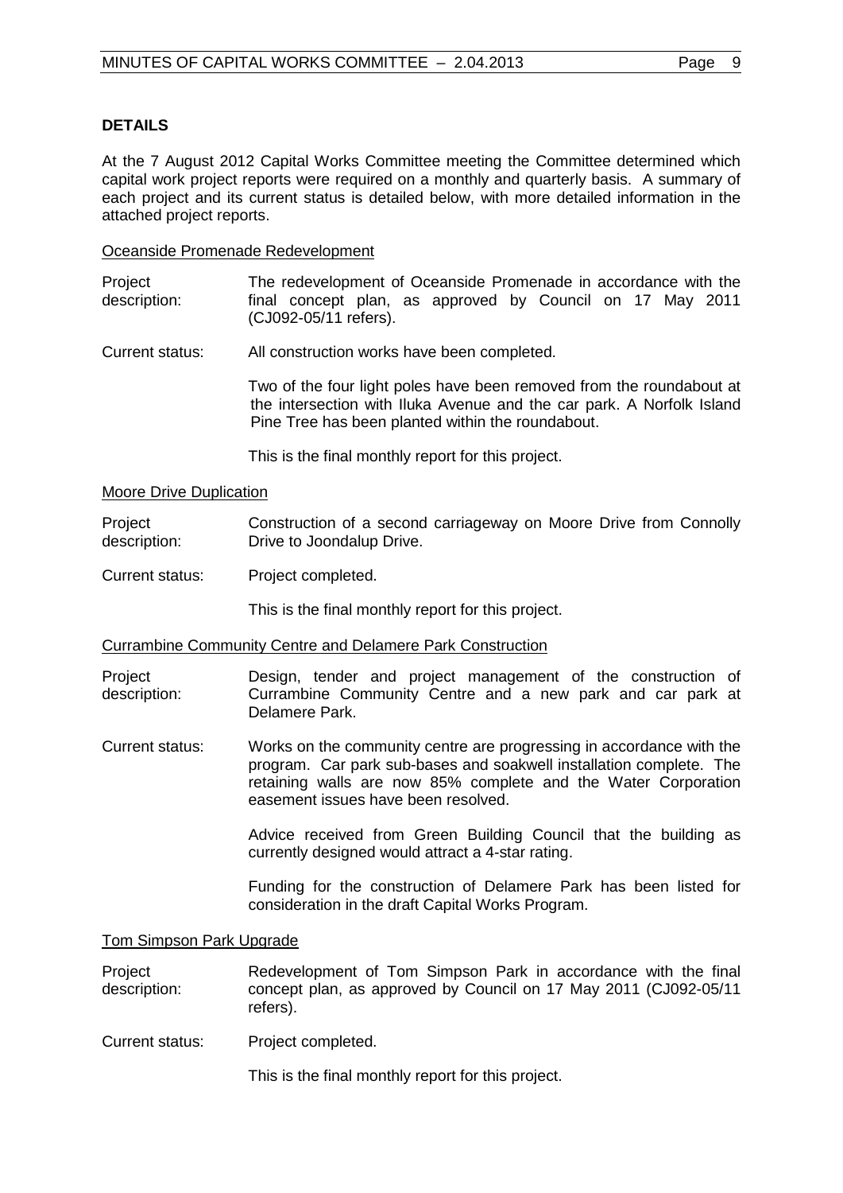## DETAILS

At the 7 August 2012 Capital Works Committee meeting the Committee determined which capital work project reports were required on a monthly and quarterly basis. A summary of each project and its current status is detailed below, with more detailed information in the attached project reports.

Oceanside Promenade Redevelopment

Project description: The redevelopment of Oceanside Promenade in accordance with the final concept plan, as approved by Council on 17 May 2011 (CJ092-05/11 refers).

Current status: All construction works have been completed.

Two of the four light poles have been removed from the roundabout at the intersection with Iluka Avenue and the car park. A Norfolk Island Pine Tree has been planted within the roundabout.

This is the final monthly report for this project.

Moore Drive Duplication

Project description: Construction of a second carriageway on Moore Drive from Connolly Drive to Joondalup Drive.

Current status: Project completed.

This is the final monthly report for this project.

Currambine Community Centre and Delamere Park Construction

Project description: Design, tender and project management of the construction of Currambine Community Centre and a new park and car park at Delamere Park.

Current status: Works on the community centre are progressing in accordance with the program. Car park sub-bases and soakwell installation complete. The retaining walls are now 85% complete and the Water Corporation easement issues have been resolved.

Advice received from Green Building Council that the building as currently designed would attract a 4-star rating.

Funding for the construction of Delamere Park has been listed for consideration in the draft Capital Works Program.

Tom Simpson Park Upgrade

Project description: Redevelopment of Tom Simpson Park in accordance with the final concept plan, as approved by Council on 17 May 2011 (CJ092-05/11 refers).

Current status: Project completed.

This is the final monthly report for this project.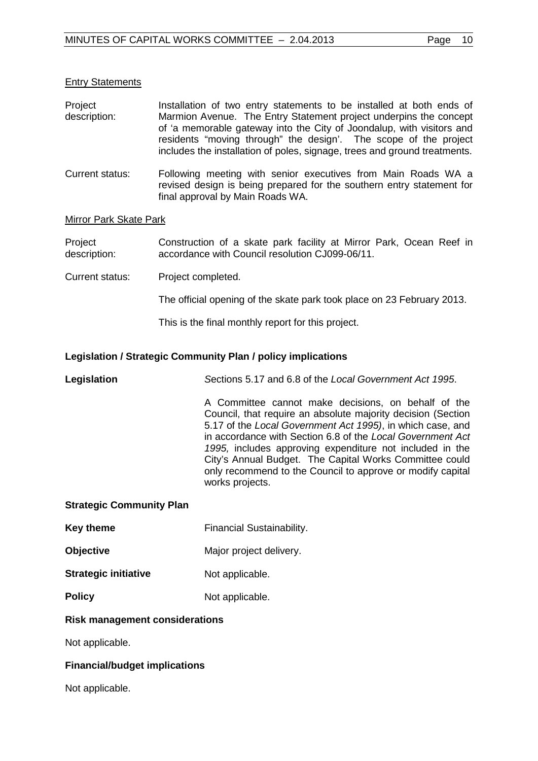Entry Statements

Project description: Installation of two entry statements to be installed at both ends of Marmion Avenue. The Entry Statement project underpins the concept of 'a memorable gateway into the City of Joondalup, with visitors and residents "moving through" the design'. The scope of the project includes the installation of poles, signage, trees and ground treatments.

Current status: Following meeting with senior executives from Main Roads WA a revised design is being prepared for the southern entry statement for final approval by Main Roads WA.

Mirror Park Skate Park

Project description: Construction of a skate park facility at Mirror Park, Ocean Reef in accordance with Council resolution CJ099-06/11.

Current status: Project completed.

The official opening of the skate park took place on 23 February 2013.

This is the final monthly report for this project.

**Legislation / Strategic Community Plan / policy implications**

**Legislation** *S*ections 5.17 and 6.8 of the *Local Government Act 1995*.

A Committee cannot make decisions, on behalf of the Council, that require an absolute majority decision (Section 5.17 of the *Local Government Act 1995)*, in which case, and in accordance with Section 6.8 of the *Local Government Act 1995,* includes approving expenditure not included in the City's Annual Budget. The Capital Works Committee could only recommend to the Council to approve or modify capital works projects.

**Strategic Community Plan**

**Key theme** Financial Sustainability.

**Objective** Major project delivery.

**Strategic initiative** Not applicable.

**Policy** Not applicable.

**Risk management considerations**

Not applicable.

**Financial/budget implications**

Not applicable.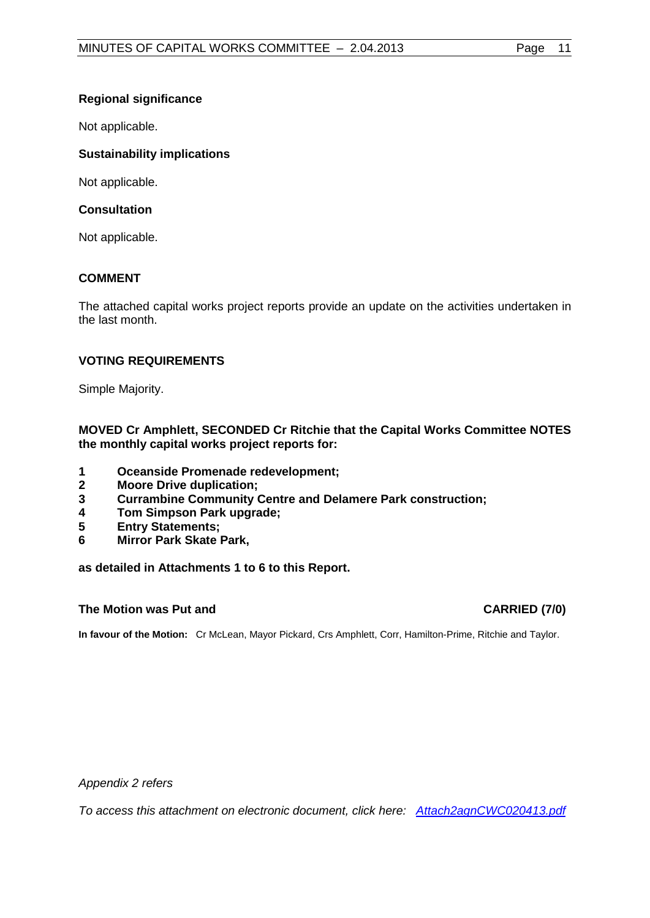**Regional significance**

Not applicable.

**Sustainability implications**

Not applicable.

**Consultation**

Not applicable.

## COMMENT

The attached capital works project reports provide an update on the activities undertaken in the last month.

## VOTING REQUIREMENTS

Simple Majority.

**MOVED Cr Amphlett, SECONDED Cr Ritchie that the Capital Works Committee NOTES the monthly capital works project reports for:**

1. **Oceanside Promenade redevelopment;**
2. **Moore Drive duplication;**
3. **Currambine Community Centre and Delamere Park construction;**
4. **Tom Simpson Park upgrade;**
5. **Entry Statements;**
6. **Mirror Park Skate Park,**

**as detailed in Attachments 1 to 6 to this Report.**

**The Motion was Put and CARRIED (7/0)**

**In favour of the Motion:** Cr McLean, Mayor Pickard, Crs Amphlett, Corr, Hamilton-Prime, Ritchie and Taylor.

*Appendix 2 refers*

*To access this attachment on electronic document, click here: Attach2agnCWC020413.pdf*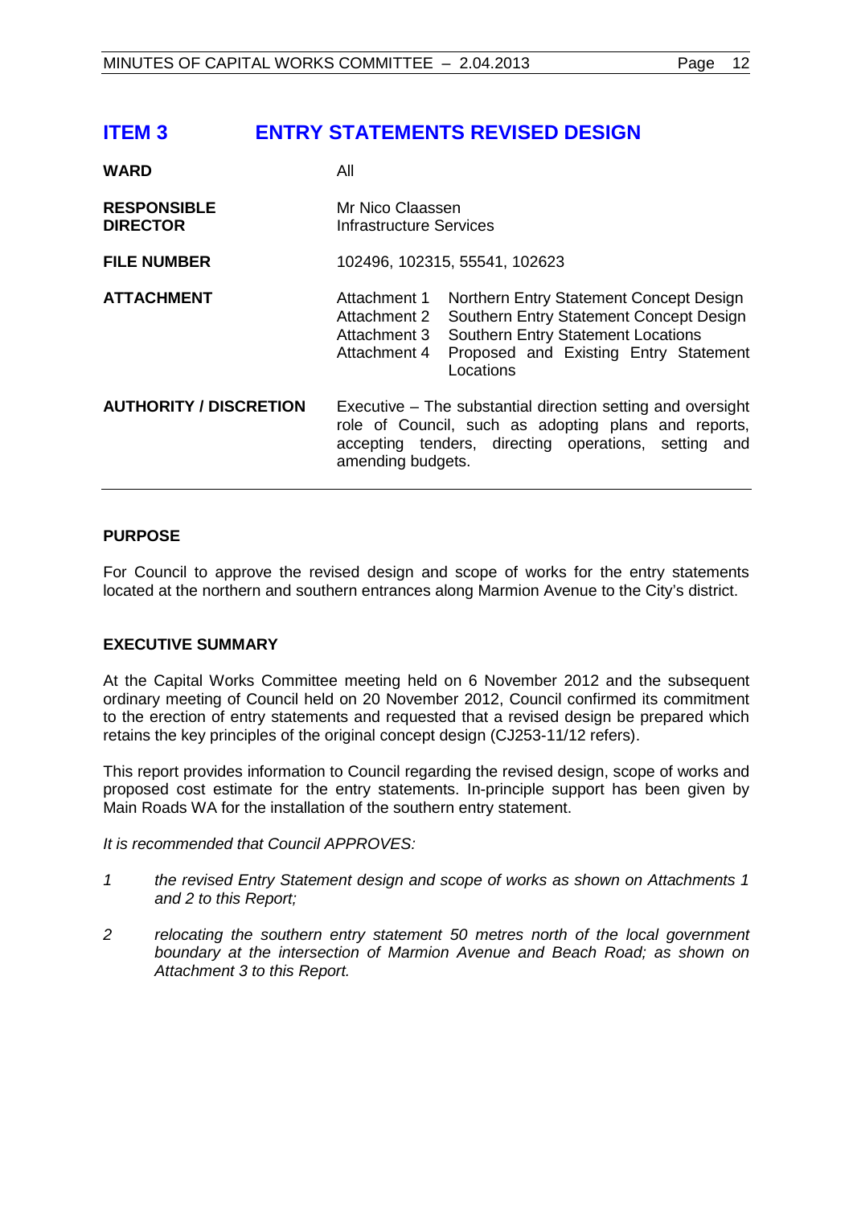# ITEM 3 ENTRY STATEMENTS REVISED DESIGN

| | |
|---|---|
| **WARD** | All |
| **RESPONSIBLE DIRECTOR** | Mr Nico Claassen<br>Infrastructure Services |
| **FILE NUMBER** | 102496, 102315, 55541, 102623 |
| **ATTACHMENT** | Attachment 1 Northern Entry Statement Concept Design<br>Attachment 2 Southern Entry Statement Concept Design<br>Attachment 3 Southern Entry Statement Locations<br>Attachment 4 Proposed and Existing Entry Statement Locations |
| **AUTHORITY / DISCRETION** | Executive – The substantial direction setting and oversight role of Council, such as adopting plans and reports, accepting tenders, directing operations, setting and amending budgets. |

## PURPOSE

For Council to approve the revised design and scope of works for the entry statements located at the northern and southern entrances along Marmion Avenue to the City's district.

## EXECUTIVE SUMMARY

At the Capital Works Committee meeting held on 6 November 2012 and the subsequent ordinary meeting of Council held on 20 November 2012, Council confirmed its commitment to the erection of entry statements and requested that a revised design be prepared which retains the key principles of the original concept design (CJ253-11/12 refers).

This report provides information to Council regarding the revised design, scope of works and proposed cost estimate for the entry statements. In-principle support has been given by Main Roads WA for the installation of the southern entry statement.

*It is recommended that Council APPROVES:*

*1 the revised Entry Statement design and scope of works as shown on Attachments 1 and 2 to this Report;*

*2 relocating the southern entry statement 50 metres north of the local government boundary at the intersection of Marmion Avenue and Beach Road; as shown on Attachment 3 to this Report.*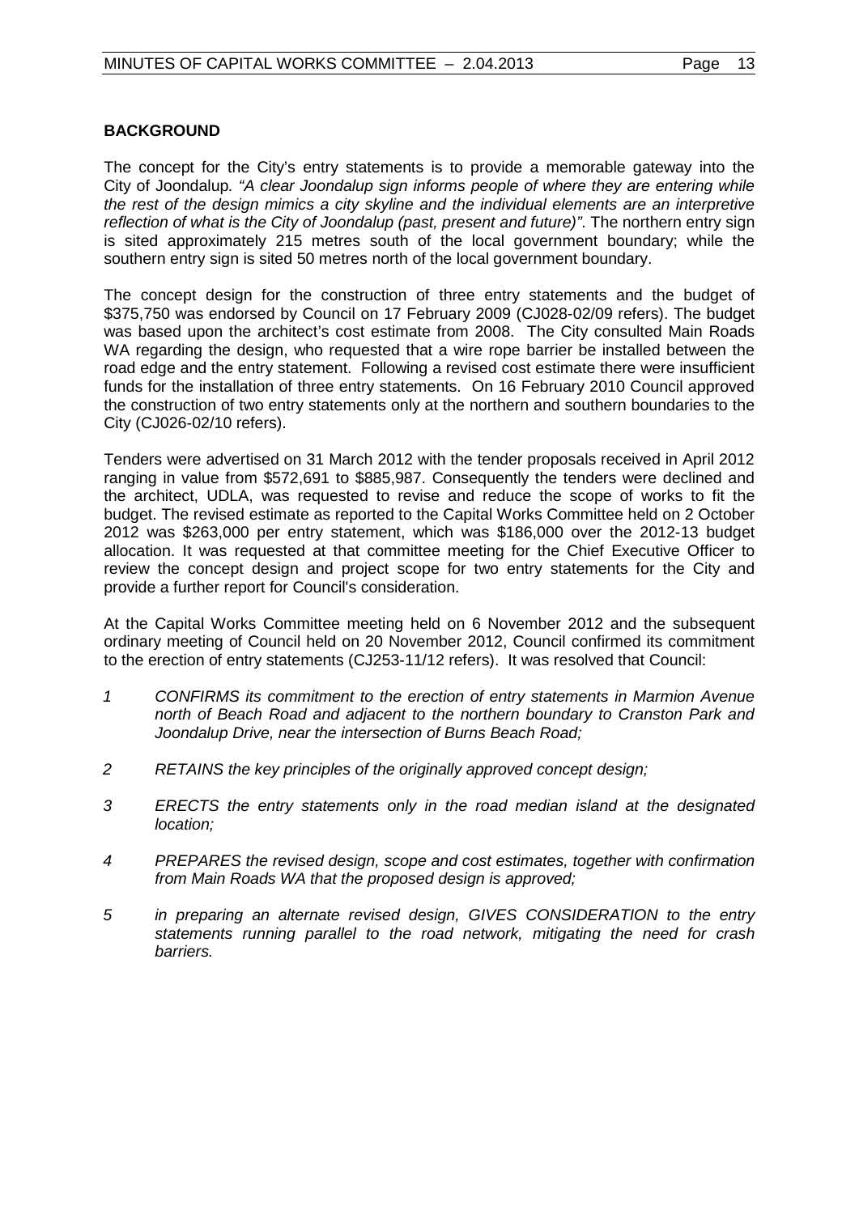**BACKGROUND**

The concept for the City's entry statements is to provide a memorable gateway into the City of Joondalup. *"A clear Joondalup sign informs people of where they are entering while the rest of the design mimics a city skyline and the individual elements are an interpretive reflection of what is the City of Joondalup (past, present and future)"*. The northern entry sign is sited approximately 215 metres south of the local government boundary; while the southern entry sign is sited 50 metres north of the local government boundary.

The concept design for the construction of three entry statements and the budget of $375,750 was endorsed by Council on 17 February 2009 (CJ028-02/09 refers). The budget was based upon the architect's cost estimate from 2008. The City consulted Main Roads WA regarding the design, who requested that a wire rope barrier be installed between the road edge and the entry statement. Following a revised cost estimate there were insufficient funds for the installation of three entry statements. On 16 February 2010 Council approved the construction of two entry statements only at the northern and southern boundaries to the City (CJ026-02/10 refers).

Tenders were advertised on 31 March 2012 with the tender proposals received in April 2012 ranging in value from $572,691 to $885,987. Consequently the tenders were declined and the architect, UDLA, was requested to revise and reduce the scope of works to fit the budget. The revised estimate as reported to the Capital Works Committee held on 2 October 2012 was $263,000 per entry statement, which was $186,000 over the 2012-13 budget allocation. It was requested at that committee meeting for the Chief Executive Officer to review the concept design and project scope for two entry statements for the City and provide a further report for Council's consideration.

At the Capital Works Committee meeting held on 6 November 2012 and the subsequent ordinary meeting of Council held on 20 November 2012, Council confirmed its commitment to the erection of entry statements (CJ253-11/12 refers). It was resolved that Council:

1. *CONFIRMS its commitment to the erection of entry statements in Marmion Avenue north of Beach Road and adjacent to the northern boundary to Cranston Park and Joondalup Drive, near the intersection of Burns Beach Road;*
2. *RETAINS the key principles of the originally approved concept design;*
3. *ERECTS the entry statements only in the road median island at the designated location;*
4. *PREPARES the revised design, scope and cost estimates, together with confirmation from Main Roads WA that the proposed design is approved;*
5. *in preparing an alternate revised design, GIVES CONSIDERATION to the entry statements running parallel to the road network, mitigating the need for crash barriers.*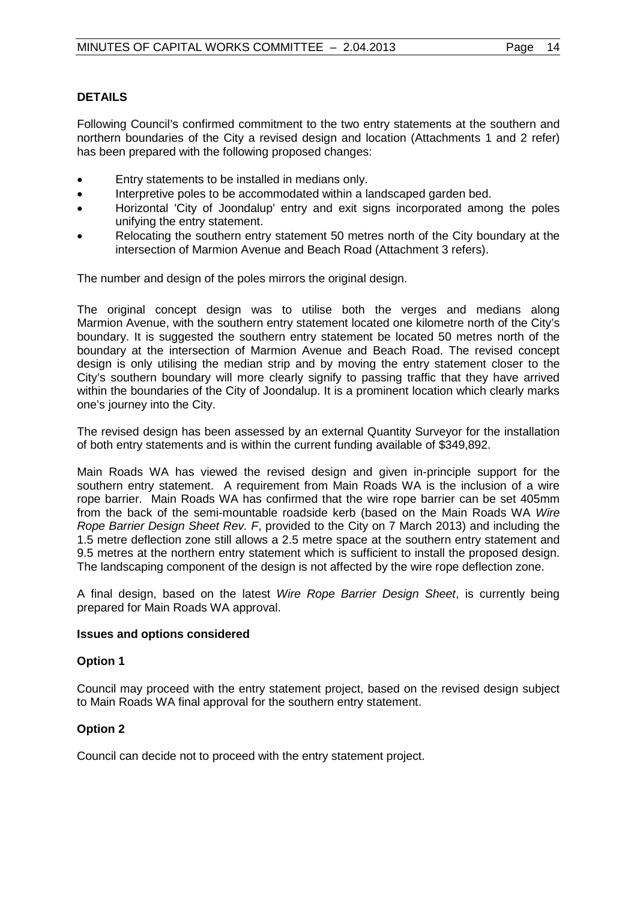## DETAILS

Following Council's confirmed commitment to the two entry statements at the southern and northern boundaries of the City a revised design and location (Attachments 1 and 2 refer) has been prepared with the following proposed changes:

- Entry statements to be installed in medians only.
- Interpretive poles to be accommodated within a landscaped garden bed.
- Horizontal 'City of Joondalup' entry and exit signs incorporated among the poles unifying the entry statement.
- Relocating the southern entry statement 50 metres north of the City boundary at the intersection of Marmion Avenue and Beach Road (Attachment 3 refers).

The number and design of the poles mirrors the original design.

The original concept design was to utilise both the verges and medians along Marmion Avenue, with the southern entry statement located one kilometre north of the City's boundary. It is suggested the southern entry statement be located 50 metres north of the boundary at the intersection of Marmion Avenue and Beach Road. The revised concept design is only utilising the median strip and by moving the entry statement closer to the City's southern boundary will more clearly signify to passing traffic that they have arrived within the boundaries of the City of Joondalup. It is a prominent location which clearly marks one's journey into the City.

The revised design has been assessed by an external Quantity Surveyor for the installation of both entry statements and is within the current funding available of $349,892.

Main Roads WA has viewed the revised design and given in-principle support for the southern entry statement. A requirement from Main Roads WA is the inclusion of a wire rope barrier. Main Roads WA has confirmed that the wire rope barrier can be set 405mm from the back of the semi-mountable roadside kerb (based on the Main Roads WA *Wire Rope Barrier Design Sheet Rev. F*, provided to the City on 7 March 2013) and including the 1.5 metre deflection zone still allows a 2.5 metre space at the southern entry statement and 9.5 metres at the northern entry statement which is sufficient to install the proposed design. The landscaping component of the design is not affected by the wire rope deflection zone.

A final design, based on the latest *Wire Rope Barrier Design Sheet*, is currently being prepared for Main Roads WA approval.

### Issues and options considered

### Option 1

Council may proceed with the entry statement project, based on the revised design subject to Main Roads WA final approval for the southern entry statement.

### Option 2

Council can decide not to proceed with the entry statement project.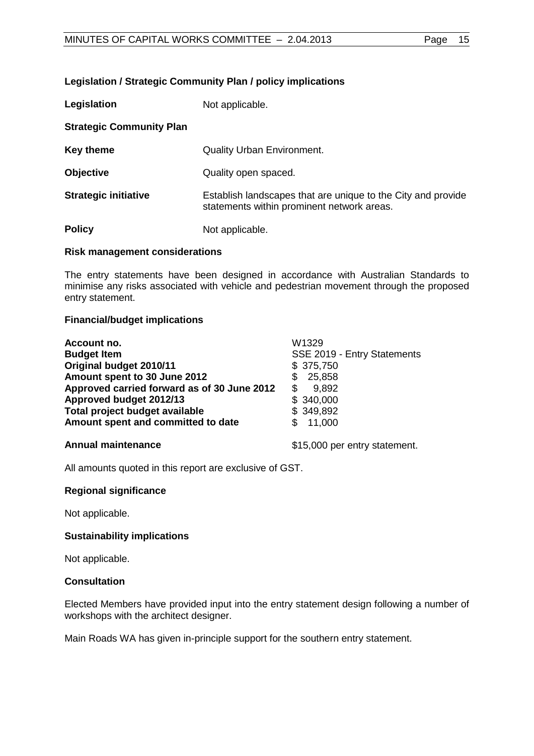### Legislation / Strategic Community Plan / policy implications

| | |
|---|---|
| **Legislation** | Not applicable. |
| **Strategic Community Plan** | |
| **Key theme** | Quality Urban Environment. |
| **Objective** | Quality open spaced. |
| **Strategic initiative** | Establish landscapes that are unique to the City and provide statements within prominent network areas. |
| **Policy** | Not applicable. |

### Risk management considerations

The entry statements have been designed in accordance with Australian Standards to minimise any risks associated with vehicle and pedestrian movement through the proposed entry statement.

### Financial/budget implications

| | |
|---|---|
| **Account no.** | W1329 |
| **Budget Item** | SSE 2019 - Entry Statements |
| **Original budget 2010/11** | $ 375,750 |
| **Amount spent to 30 June 2012** | $ 25,858 |
| **Approved carried forward as of 30 June 2012** | $ 9,892 |
| **Approved budget 2012/13** | $ 340,000 |
| **Total project budget available** | $ 349,892 |
| **Amount spent and committed to date** | $ 11,000 |
| **Annual maintenance** | $15,000 per entry statement. |

All amounts quoted in this report are exclusive of GST.

### Regional significance

Not applicable.

### Sustainability implications

Not applicable.

### Consultation

Elected Members have provided input into the entry statement design following a number of workshops with the architect designer.

Main Roads WA has given in-principle support for the southern entry statement.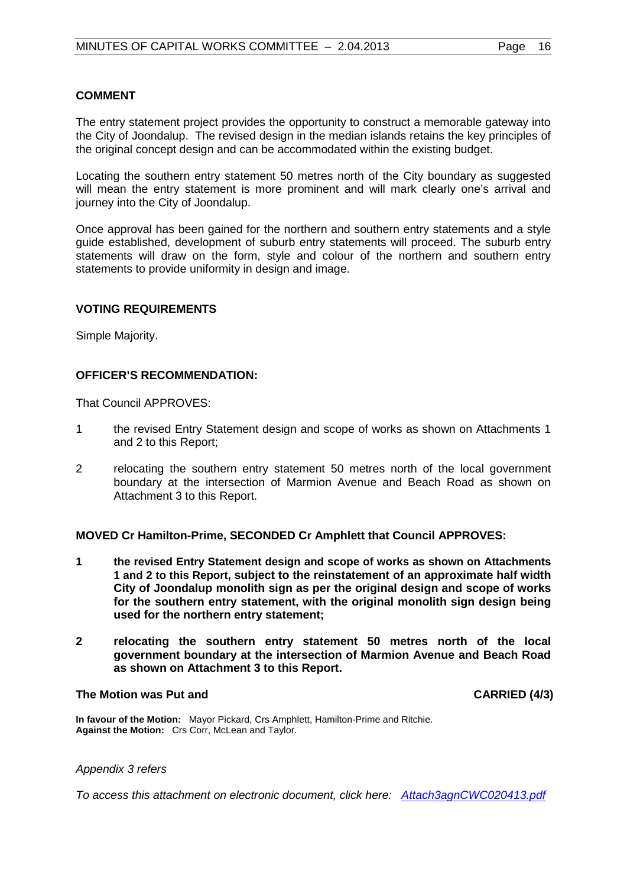**COMMENT**

The entry statement project provides the opportunity to construct a memorable gateway into the City of Joondalup. The revised design in the median islands retains the key principles of the original concept design and can be accommodated within the existing budget.

Locating the southern entry statement 50 metres north of the City boundary as suggested will mean the entry statement is more prominent and will mark clearly one's arrival and journey into the City of Joondalup.

Once approval has been gained for the northern and southern entry statements and a style guide established, development of suburb entry statements will proceed. The suburb entry statements will draw on the form, style and colour of the northern and southern entry statements to provide uniformity in design and image.

**VOTING REQUIREMENTS**

Simple Majority.

**OFFICER'S RECOMMENDATION:**

That Council APPROVES:

1 the revised Entry Statement design and scope of works as shown on Attachments 1 and 2 to this Report;

2 relocating the southern entry statement 50 metres north of the local government boundary at the intersection of Marmion Avenue and Beach Road as shown on Attachment 3 to this Report.

**MOVED Cr Hamilton-Prime, SECONDED Cr Amphlett that Council APPROVES:**

**1 the revised Entry Statement design and scope of works as shown on Attachments 1 and 2 to this Report, subject to the reinstatement of an approximate half width City of Joondalup monolith sign as per the original design and scope of works for the southern entry statement, with the original monolith sign design being used for the northern entry statement;**

**2 relocating the southern entry statement 50 metres north of the local government boundary at the intersection of Marmion Avenue and Beach Road as shown on Attachment 3 to this Report.**

**The Motion was Put and CARRIED (4/3)**

**In favour of the Motion:** Mayor Pickard, Crs Amphlett, Hamilton-Prime and Ritchie.
**Against the Motion:** Crs Corr, McLean and Taylor.

*Appendix 3 refers*

*To access this attachment on electronic document, click here: Attach3agnCWC020413.pdf*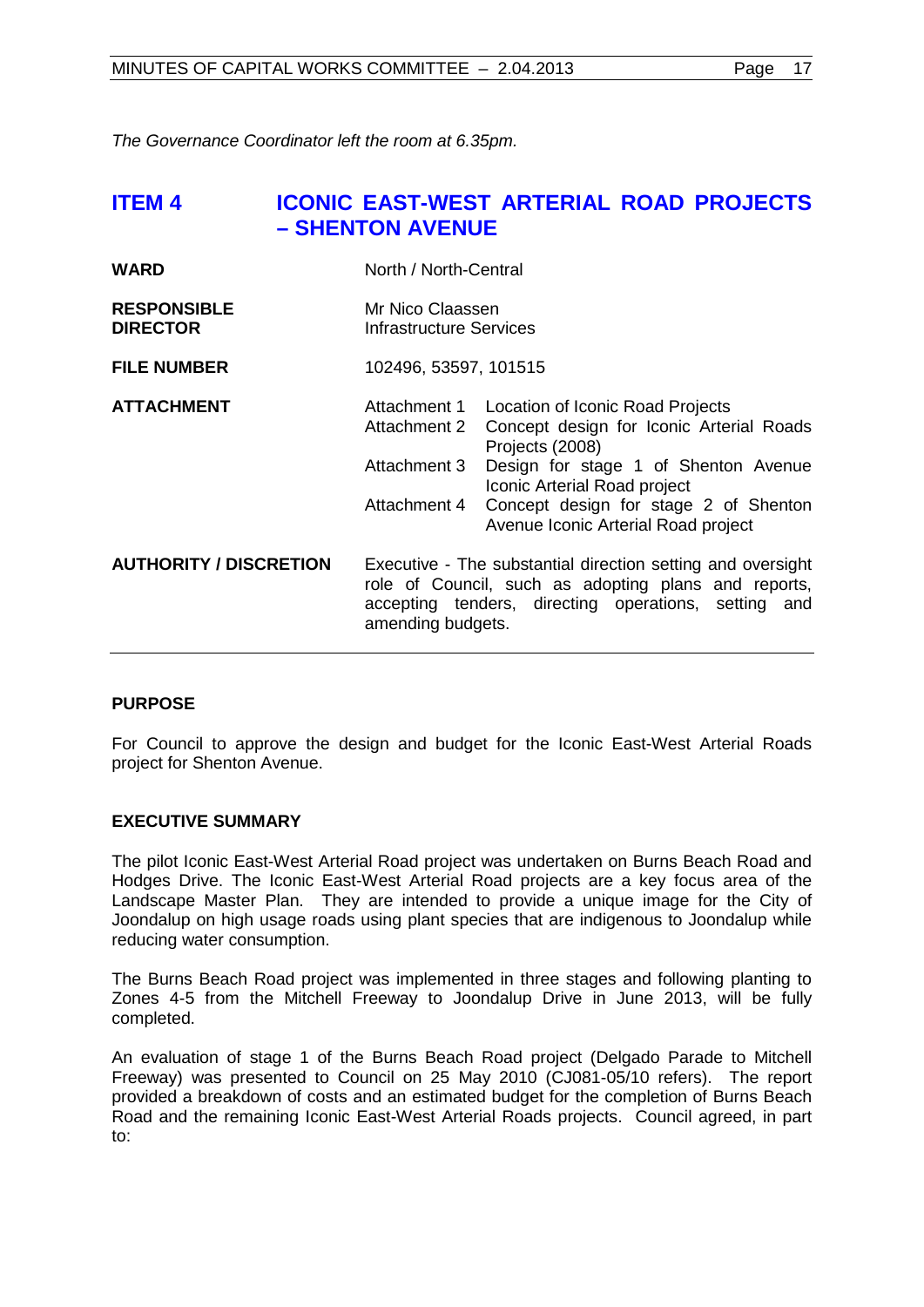*The Governance Coordinator left the room at 6.35pm.*

## ITEM 4 ICONIC EAST-WEST ARTERIAL ROAD PROJECTS – SHENTON AVENUE

| | | |
|---|---|---|
| **WARD** | North / North-Central | |
| **RESPONSIBLE DIRECTOR** | Mr Nico Claassen<br>Infrastructure Services | |
| **FILE NUMBER** | 102496, 53597, 101515 | |
| **ATTACHMENT** | Attachment 1 | Location of Iconic Road Projects |
| | Attachment 2 | Concept design for Iconic Arterial Roads Projects (2008) |
| | Attachment 3 | Design for stage 1 of Shenton Avenue Iconic Arterial Road project |
| | Attachment 4 | Concept design for stage 2 of Shenton Avenue Iconic Arterial Road project |
| **AUTHORITY / DISCRETION** | Executive - The substantial direction setting and oversight role of Council, such as adopting plans and reports, accepting tenders, directing operations, setting and amending budgets. | |

### PURPOSE

For Council to approve the design and budget for the Iconic East-West Arterial Roads project for Shenton Avenue.

### EXECUTIVE SUMMARY

The pilot Iconic East-West Arterial Road project was undertaken on Burns Beach Road and Hodges Drive. The Iconic East-West Arterial Road projects are a key focus area of the Landscape Master Plan. They are intended to provide a unique image for the City of Joondalup on high usage roads using plant species that are indigenous to Joondalup while reducing water consumption.

The Burns Beach Road project was implemented in three stages and following planting to Zones 4-5 from the Mitchell Freeway to Joondalup Drive in June 2013, will be fully completed.

An evaluation of stage 1 of the Burns Beach Road project (Delgado Parade to Mitchell Freeway) was presented to Council on 25 May 2010 (CJ081-05/10 refers). The report provided a breakdown of costs and an estimated budget for the completion of Burns Beach Road and the remaining Iconic East-West Arterial Roads projects. Council agreed, in part to: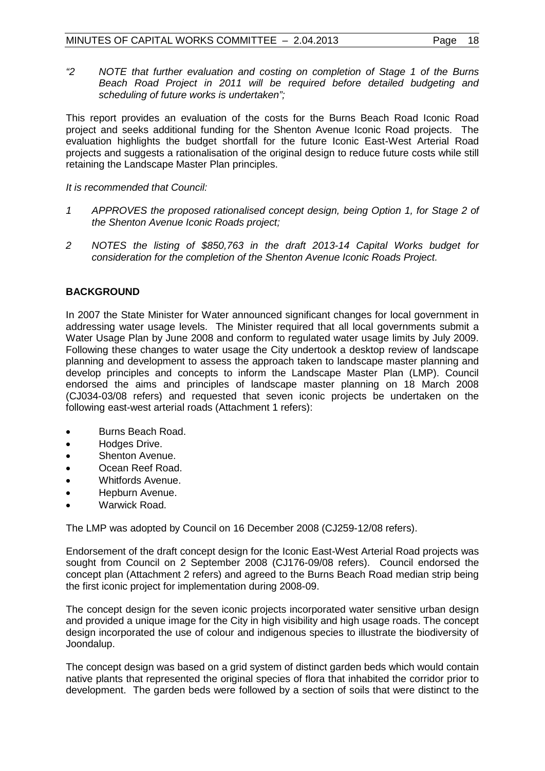*"2 NOTE that further evaluation and costing on completion of Stage 1 of the Burns Beach Road Project in 2011 will be required before detailed budgeting and scheduling of future works is undertaken";*

This report provides an evaluation of the costs for the Burns Beach Road Iconic Road project and seeks additional funding for the Shenton Avenue Iconic Road projects. The evaluation highlights the budget shortfall for the future Iconic East-West Arterial Road projects and suggests a rationalisation of the original design to reduce future costs while still retaining the Landscape Master Plan principles.

*It is recommended that Council:*

*1 APPROVES the proposed rationalised concept design, being Option 1, for Stage 2 of the Shenton Avenue Iconic Roads project;*

*2 NOTES the listing of $850,763 in the draft 2013-14 Capital Works budget for consideration for the completion of the Shenton Avenue Iconic Roads Project.*

## BACKGROUND

In 2007 the State Minister for Water announced significant changes for local government in addressing water usage levels. The Minister required that all local governments submit a Water Usage Plan by June 2008 and conform to regulated water usage limits by July 2009. Following these changes to water usage the City undertook a desktop review of landscape planning and development to assess the approach taken to landscape master planning and develop principles and concepts to inform the Landscape Master Plan (LMP). Council endorsed the aims and principles of landscape master planning on 18 March 2008 (CJ034-03/08 refers) and requested that seven iconic projects be undertaken on the following east-west arterial roads (Attachment 1 refers):

- Burns Beach Road.
- Hodges Drive.
- Shenton Avenue.
- Ocean Reef Road.
- Whitfords Avenue.
- Hepburn Avenue.
- Warwick Road.

The LMP was adopted by Council on 16 December 2008 (CJ259-12/08 refers).

Endorsement of the draft concept design for the Iconic East-West Arterial Road projects was sought from Council on 2 September 2008 (CJ176-09/08 refers). Council endorsed the concept plan (Attachment 2 refers) and agreed to the Burns Beach Road median strip being the first iconic project for implementation during 2008-09.

The concept design for the seven iconic projects incorporated water sensitive urban design and provided a unique image for the City in high visibility and high usage roads. The concept design incorporated the use of colour and indigenous species to illustrate the biodiversity of Joondalup.

The concept design was based on a grid system of distinct garden beds which would contain native plants that represented the original species of flora that inhabited the corridor prior to development. The garden beds were followed by a section of soils that were distinct to the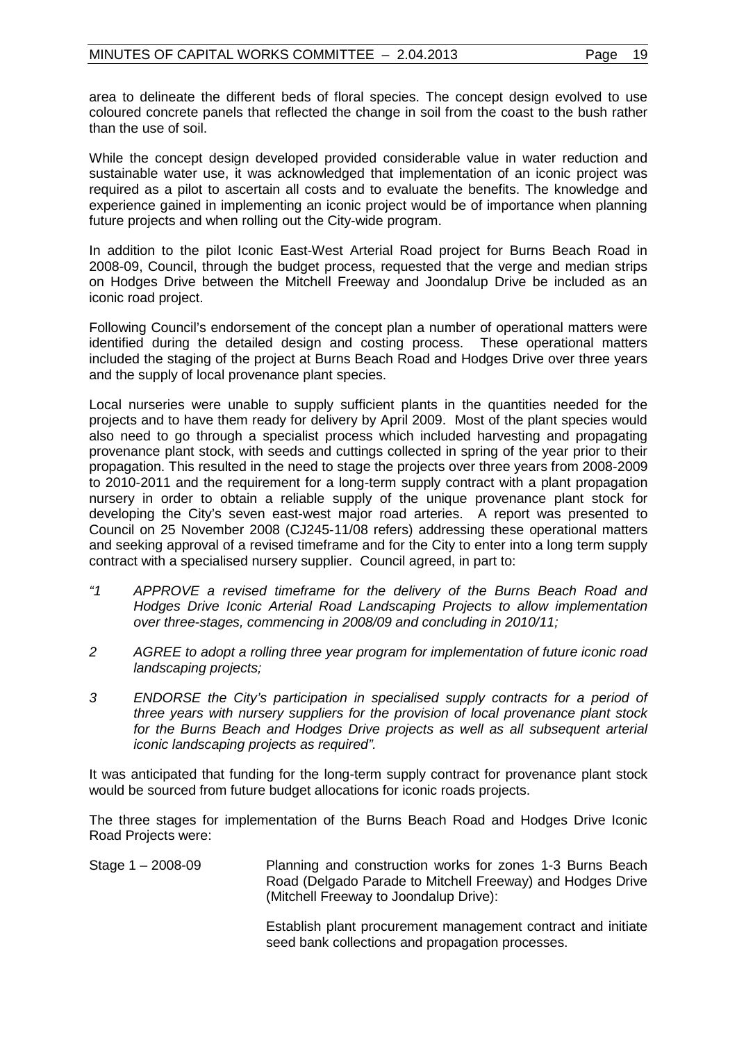area to delineate the different beds of floral species. The concept design evolved to use coloured concrete panels that reflected the change in soil from the coast to the bush rather than the use of soil.

While the concept design developed provided considerable value in water reduction and sustainable water use, it was acknowledged that implementation of an iconic project was required as a pilot to ascertain all costs and to evaluate the benefits. The knowledge and experience gained in implementing an iconic project would be of importance when planning future projects and when rolling out the City-wide program.

In addition to the pilot Iconic East-West Arterial Road project for Burns Beach Road in 2008-09, Council, through the budget process, requested that the verge and median strips on Hodges Drive between the Mitchell Freeway and Joondalup Drive be included as an iconic road project.

Following Council's endorsement of the concept plan a number of operational matters were identified during the detailed design and costing process. These operational matters included the staging of the project at Burns Beach Road and Hodges Drive over three years and the supply of local provenance plant species.

Local nurseries were unable to supply sufficient plants in the quantities needed for the projects and to have them ready for delivery by April 2009. Most of the plant species would also need to go through a specialist process which included harvesting and propagating provenance plant stock, with seeds and cuttings collected in spring of the year prior to their propagation. This resulted in the need to stage the projects over three years from 2008-2009 to 2010-2011 and the requirement for a long-term supply contract with a plant propagation nursery in order to obtain a reliable supply of the unique provenance plant stock for developing the City's seven east-west major road arteries. A report was presented to Council on 25 November 2008 (CJ245-11/08 refers) addressing these operational matters and seeking approval of a revised timeframe and for the City to enter into a long term supply contract with a specialised nursery supplier. Council agreed, in part to:

*"1 APPROVE a revised timeframe for the delivery of the Burns Beach Road and Hodges Drive Iconic Arterial Road Landscaping Projects to allow implementation over three-stages, commencing in 2008/09 and concluding in 2010/11;*

*2 AGREE to adopt a rolling three year program for implementation of future iconic road landscaping projects;*

*3 ENDORSE the City's participation in specialised supply contracts for a period of three years with nursery suppliers for the provision of local provenance plant stock for the Burns Beach and Hodges Drive projects as well as all subsequent arterial iconic landscaping projects as required".*

It was anticipated that funding for the long-term supply contract for provenance plant stock would be sourced from future budget allocations for iconic roads projects.

The three stages for implementation of the Burns Beach Road and Hodges Drive Iconic Road Projects were:

| | |
|---|---|
| Stage 1 – 2008-09 | Planning and construction works for zones 1-3 Burns Beach Road (Delgado Parade to Mitchell Freeway) and Hodges Drive (Mitchell Freeway to Joondalup Drive):<br><br>Establish plant procurement management contract and initiate seed bank collections and propagation processes. |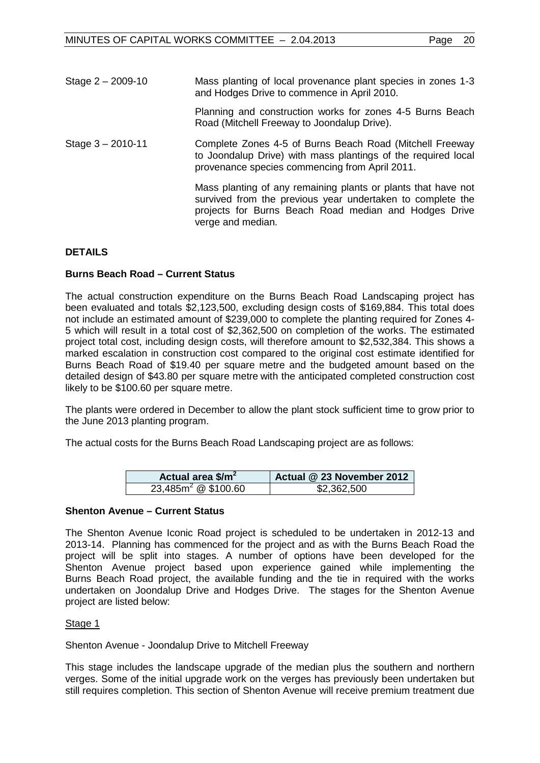Stage 2 – 2009-10 Mass planting of local provenance plant species in zones 1-3 and Hodges Drive to commence in April 2010.

Planning and construction works for zones 4-5 Burns Beach Road (Mitchell Freeway to Joondalup Drive).

Stage 3 – 2010-11 Complete Zones 4-5 of Burns Beach Road (Mitchell Freeway to Joondalup Drive) with mass plantings of the required local provenance species commencing from April 2011.

Mass planting of any remaining plants or plants that have not survived from the previous year undertaken to complete the projects for Burns Beach Road median and Hodges Drive verge and median.

**DETAILS**

**Burns Beach Road – Current Status**

The actual construction expenditure on the Burns Beach Road Landscaping project has been evaluated and totals $2,123,500, excluding design costs of $169,884. This total does not include an estimated amount of $239,000 to complete the planting required for Zones 4-5 which will result in a total cost of $2,362,500 on completion of the works. The estimated project total cost, including design costs, will therefore amount to $2,532,384. This shows a marked escalation in construction cost compared to the original cost estimate identified for Burns Beach Road of $19.40 per square metre and the budgeted amount based on the detailed design of $43.80 per square metre with the anticipated completed construction cost likely to be $100.60 per square metre.

The plants were ordered in December to allow the plant stock sufficient time to grow prior to the June 2013 planting program.

The actual costs for the Burns Beach Road Landscaping project are as follows:

| Actual area $/m$^2$ | Actual @ 23 November 2012 |
|---|---|
| 23,485m$^2$ @ $100.60 | $2,362,500 |

**Shenton Avenue – Current Status**

The Shenton Avenue Iconic Road project is scheduled to be undertaken in 2012-13 and 2013-14. Planning has commenced for the project and as with the Burns Beach Road the project will be split into stages. A number of options have been developed for the Shenton Avenue project based upon experience gained while implementing the Burns Beach Road project, the available funding and the tie in required with the works undertaken on Joondalup Drive and Hodges Drive. The stages for the Shenton Avenue project are listed below:

Stage 1

Shenton Avenue - Joondalup Drive to Mitchell Freeway

This stage includes the landscape upgrade of the median plus the southern and northern verges. Some of the initial upgrade work on the verges has previously been undertaken but still requires completion. This section of Shenton Avenue will receive premium treatment due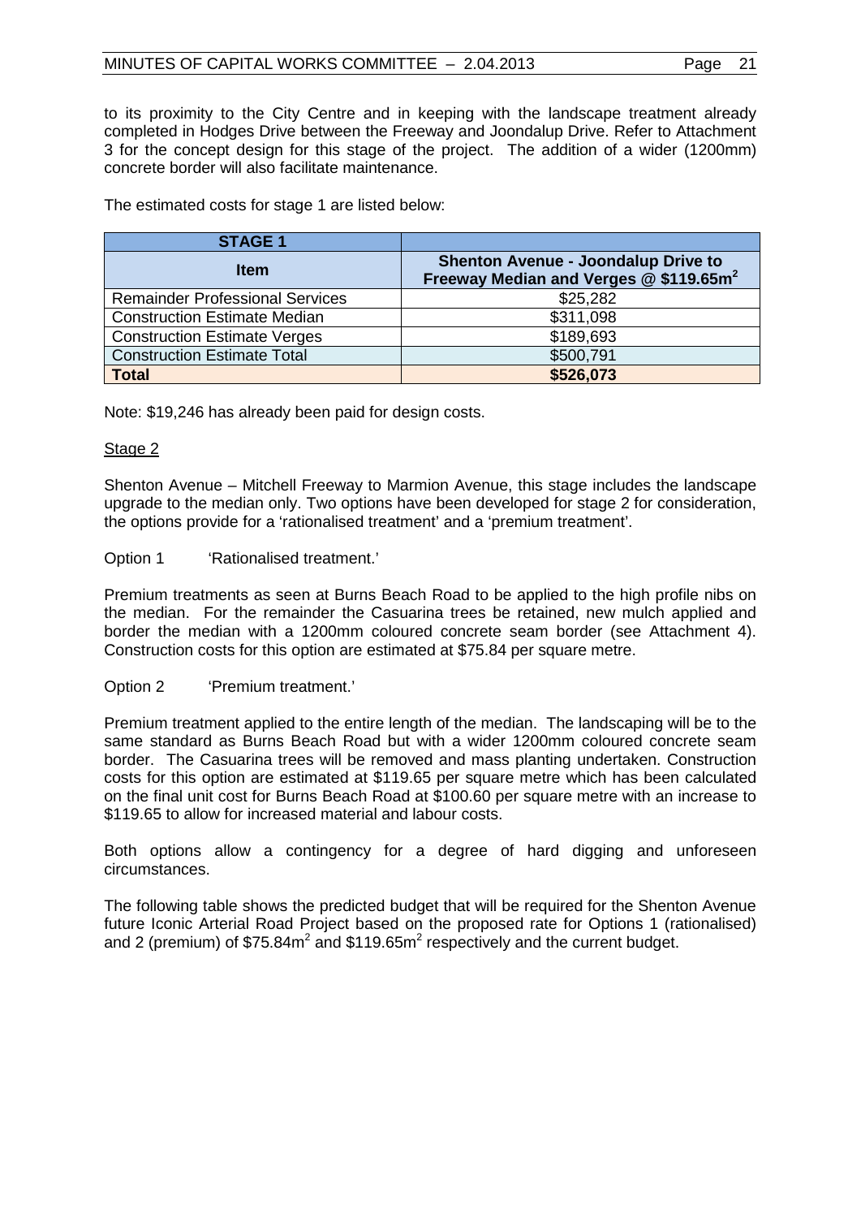to its proximity to the City Centre and in keeping with the landscape treatment already completed in Hodges Drive between the Freeway and Joondalup Drive. Refer to Attachment 3 for the concept design for this stage of the project. The addition of a wider (1200mm) concrete border will also facilitate maintenance.

The estimated costs for stage 1 are listed below:

| **STAGE 1** | |
|---|---|
| **Item** | **Shenton Avenue - Joondalup Drive to Freeway Median and Verges @ $119.65m$^2$** |
| Remainder Professional Services | $25,282 |
| Construction Estimate Median | $311,098 |
| Construction Estimate Verges | $189,693 |
| Construction Estimate Total | $500,791 |
| **Total** | **$526,073** |

Note: $19,246 has already been paid for design costs.

Stage 2

Shenton Avenue – Mitchell Freeway to Marmion Avenue, this stage includes the landscape upgrade to the median only. Two options have been developed for stage 2 for consideration, the options provide for a 'rationalised treatment' and a 'premium treatment'.

Option 1 'Rationalised treatment.'

Premium treatments as seen at Burns Beach Road to be applied to the high profile nibs on the median. For the remainder the Casuarina trees be retained, new mulch applied and border the median with a 1200mm coloured concrete seam border (see Attachment 4). Construction costs for this option are estimated at $75.84 per square metre.

Option 2 'Premium treatment.'

Premium treatment applied to the entire length of the median. The landscaping will be to the same standard as Burns Beach Road but with a wider 1200mm coloured concrete seam border. The Casuarina trees will be removed and mass planting undertaken. Construction costs for this option are estimated at $119.65 per square metre which has been calculated on the final unit cost for Burns Beach Road at $100.60 per square metre with an increase to $119.65 to allow for increased material and labour costs.

Both options allow a contingency for a degree of hard digging and unforeseen circumstances.

The following table shows the predicted budget that will be required for the Shenton Avenue future Iconic Arterial Road Project based on the proposed rate for Options 1 (rationalised) and 2 (premium) of $75.84m$^2$ and $119.65m$^2$ respectively and the current budget.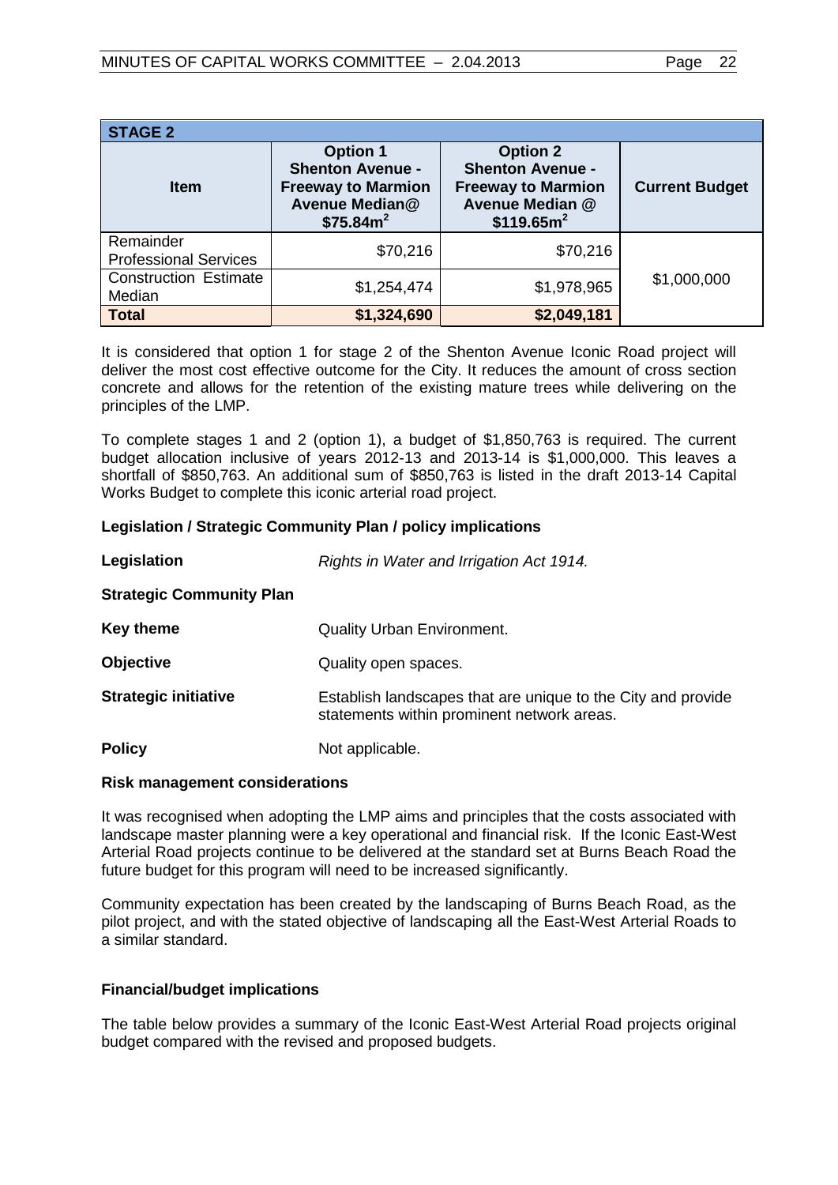| STAGE 2 | | | |
|---|---|---|---|
| **Item** | **Option 1 Shenton Avenue - Freeway to Marmion Avenue Median@ $75.84m^2$** | **Option 2 Shenton Avenue - Freeway to Marmion Avenue Median @ $119.65m^2$** | **Current Budget** |
| Remainder Professional Services | $70,216 | $70,216 | $1,000,000 |
| Construction Estimate Median | $1,254,474 | $1,978,965 | |
| **Total** | **$1,324,690** | **$2,049,181** | |

It is considered that option 1 for stage 2 of the Shenton Avenue Iconic Road project will deliver the most cost effective outcome for the City. It reduces the amount of cross section concrete and allows for the retention of the existing mature trees while delivering on the principles of the LMP.

To complete stages 1 and 2 (option 1), a budget of $1,850,763 is required. The current budget allocation inclusive of years 2012-13 and 2013-14 is $1,000,000. This leaves a shortfall of $850,763. An additional sum of $850,763 is listed in the draft 2013-14 Capital Works Budget to complete this iconic arterial road project.

**Legislation / Strategic Community Plan / policy implications**

**Legislation** *Rights in Water and Irrigation Act 1914.*

**Strategic Community Plan**

**Key theme** Quality Urban Environment.

**Objective** Quality open spaces.

**Strategic initiative** Establish landscapes that are unique to the City and provide statements within prominent network areas.

**Policy** Not applicable.

**Risk management considerations**

It was recognised when adopting the LMP aims and principles that the costs associated with landscape master planning were a key operational and financial risk. If the Iconic East-West Arterial Road projects continue to be delivered at the standard set at Burns Beach Road the future budget for this program will need to be increased significantly.

Community expectation has been created by the landscaping of Burns Beach Road, as the pilot project, and with the stated objective of landscaping all the East-West Arterial Roads to a similar standard.

**Financial/budget implications**

The table below provides a summary of the Iconic East-West Arterial Road projects original budget compared with the revised and proposed budgets.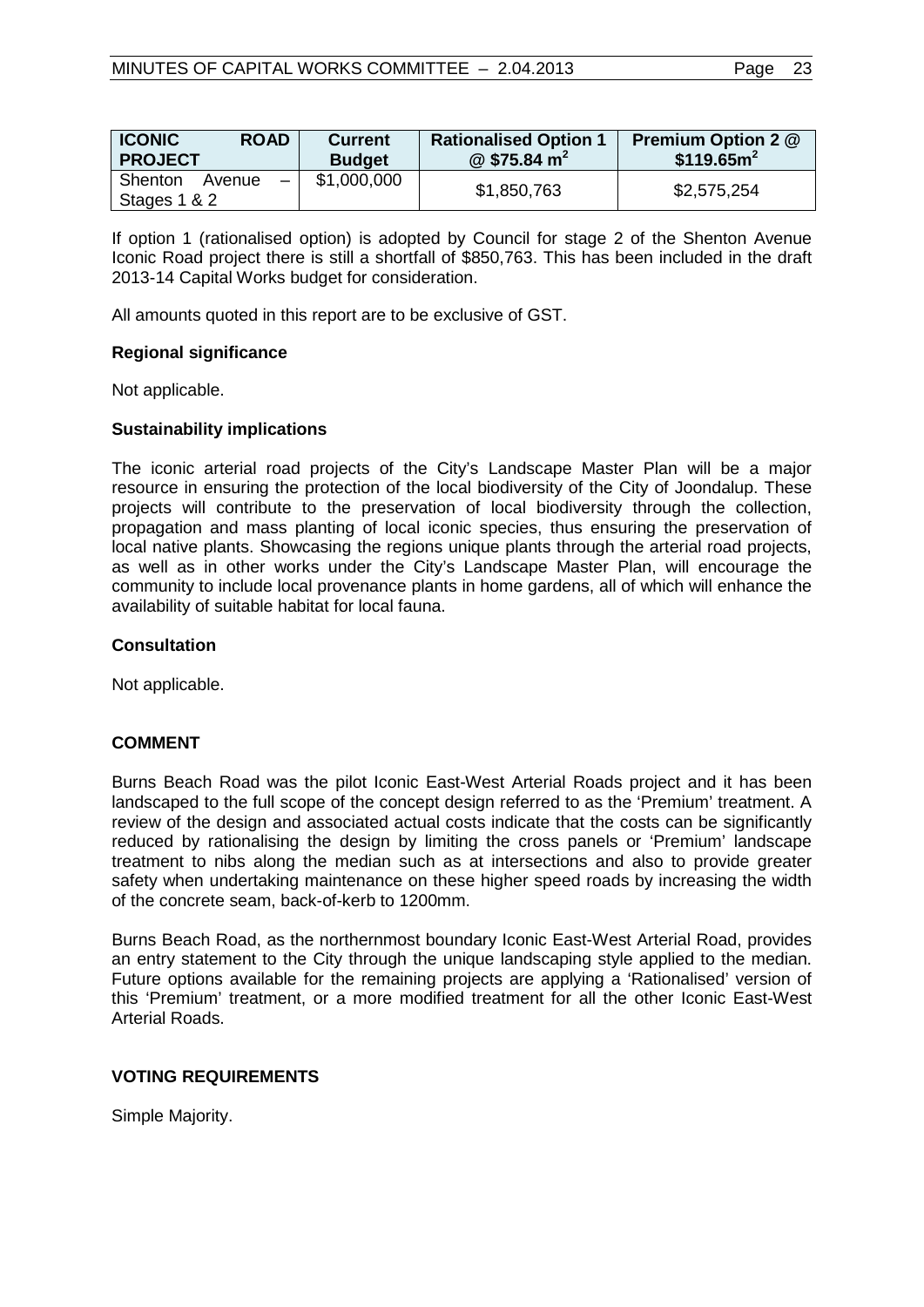| **ICONIC ROAD PROJECT** | **Current Budget** | **Rationalised Option 1 @ $75.84 m$^2$** | **Premium Option 2 @ $119.65m$^2$** |
|---|---|---|---|
| Shenton Avenue – Stages 1 & 2 | $1,000,000 | $1,850,763 | $2,575,254 |

If option 1 (rationalised option) is adopted by Council for stage 2 of the Shenton Avenue Iconic Road project there is still a shortfall of $850,763. This has been included in the draft 2013-14 Capital Works budget for consideration.

All amounts quoted in this report are to be exclusive of GST.

**Regional significance**

Not applicable.

**Sustainability implications**

The iconic arterial road projects of the City's Landscape Master Plan will be a major resource in ensuring the protection of the local biodiversity of the City of Joondalup. These projects will contribute to the preservation of local biodiversity through the collection, propagation and mass planting of local iconic species, thus ensuring the preservation of local native plants. Showcasing the regions unique plants through the arterial road projects, as well as in other works under the City's Landscape Master Plan, will encourage the community to include local provenance plants in home gardens, all of which will enhance the availability of suitable habitat for local fauna.

**Consultation**

Not applicable.

## COMMENT

Burns Beach Road was the pilot Iconic East-West Arterial Roads project and it has been landscaped to the full scope of the concept design referred to as the 'Premium' treatment. A review of the design and associated actual costs indicate that the costs can be significantly reduced by rationalising the design by limiting the cross panels or 'Premium' landscape treatment to nibs along the median such as at intersections and also to provide greater safety when undertaking maintenance on these higher speed roads by increasing the width of the concrete seam, back-of-kerb to 1200mm.

Burns Beach Road, as the northernmost boundary Iconic East-West Arterial Road, provides an entry statement to the City through the unique landscaping style applied to the median. Future options available for the remaining projects are applying a 'Rationalised' version of this 'Premium' treatment, or a more modified treatment for all the other Iconic East-West Arterial Roads.

## VOTING REQUIREMENTS

Simple Majority.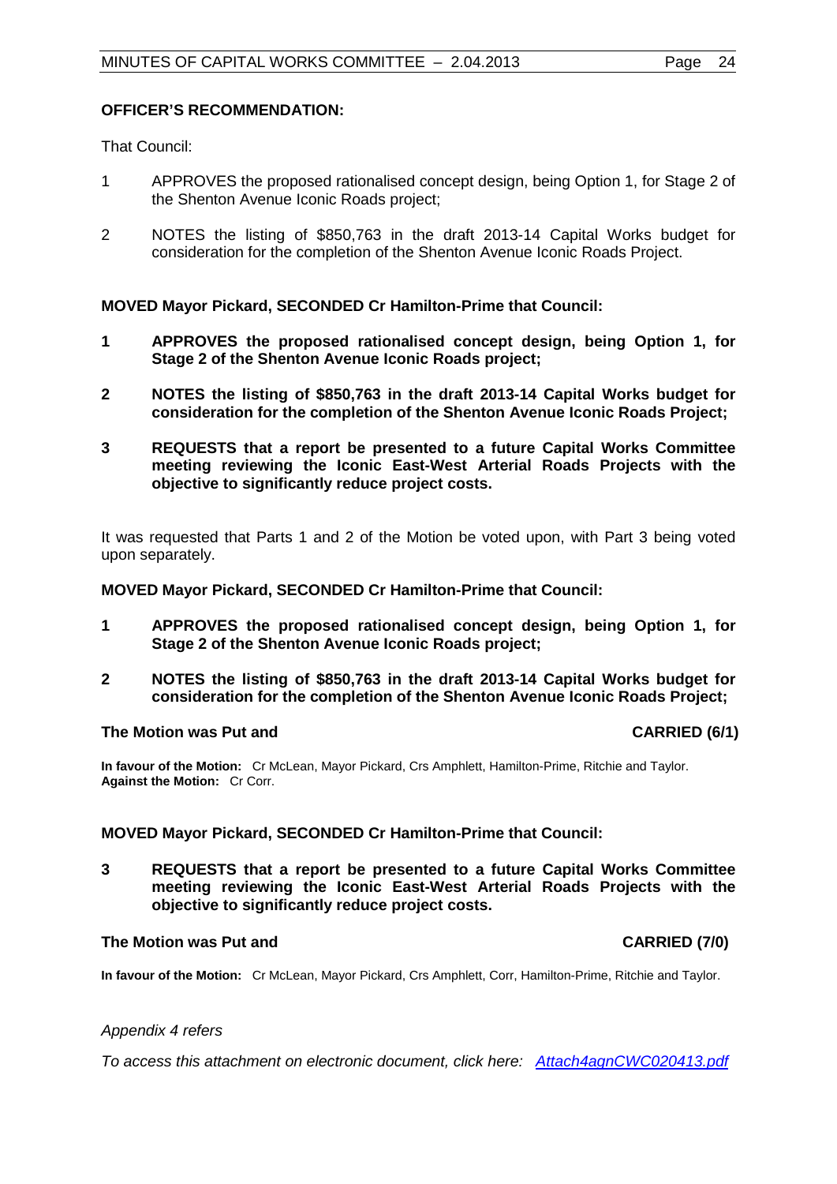**OFFICER'S RECOMMENDATION:**

That Council:

1 APPROVES the proposed rationalised concept design, being Option 1, for Stage 2 of the Shenton Avenue Iconic Roads project;

2 NOTES the listing of $850,763 in the draft 2013-14 Capital Works budget for consideration for the completion of the Shenton Avenue Iconic Roads Project.

**MOVED Mayor Pickard, SECONDED Cr Hamilton-Prime that Council:**

**1 APPROVES the proposed rationalised concept design, being Option 1, for Stage 2 of the Shenton Avenue Iconic Roads project;**

**2 NOTES the listing of $850,763 in the draft 2013-14 Capital Works budget for consideration for the completion of the Shenton Avenue Iconic Roads Project;**

**3 REQUESTS that a report be presented to a future Capital Works Committee meeting reviewing the Iconic East-West Arterial Roads Projects with the objective to significantly reduce project costs.**

It was requested that Parts 1 and 2 of the Motion be voted upon, with Part 3 being voted upon separately.

**MOVED Mayor Pickard, SECONDED Cr Hamilton-Prime that Council:**

**1 APPROVES the proposed rationalised concept design, being Option 1, for Stage 2 of the Shenton Avenue Iconic Roads project;**

**2 NOTES the listing of $850,763 in the draft 2013-14 Capital Works budget for consideration for the completion of the Shenton Avenue Iconic Roads Project;**

**The Motion was Put and CARRIED (6/1)**

**In favour of the Motion:** Cr McLean, Mayor Pickard, Crs Amphlett, Hamilton-Prime, Ritchie and Taylor.
**Against the Motion:** Cr Corr.

**MOVED Mayor Pickard, SECONDED Cr Hamilton-Prime that Council:**

**3 REQUESTS that a report be presented to a future Capital Works Committee meeting reviewing the Iconic East-West Arterial Roads Projects with the objective to significantly reduce project costs.**

**The Motion was Put and CARRIED (7/0)**

**In favour of the Motion:** Cr McLean, Mayor Pickard, Crs Amphlett, Corr, Hamilton-Prime, Ritchie and Taylor.

*Appendix 4 refers*

*To access this attachment on electronic document, click here: Attach4agnCWC020413.pdf*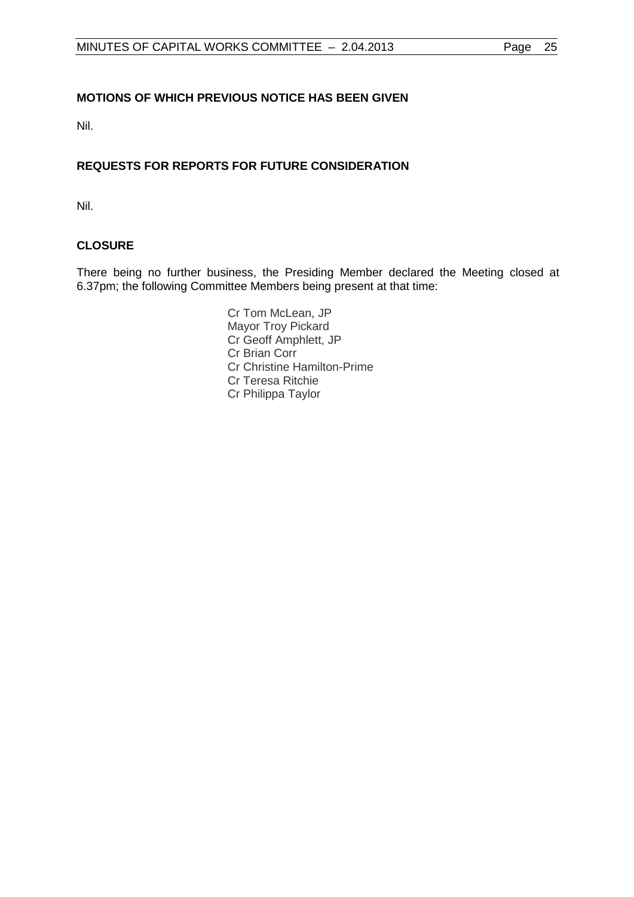**MOTIONS OF WHICH PREVIOUS NOTICE HAS BEEN GIVEN**

Nil.

**REQUESTS FOR REPORTS FOR FUTURE CONSIDERATION**

Nil.

**CLOSURE**

There being no further business, the Presiding Member declared the Meeting closed at 6.37pm; the following Committee Members being present at that time:

Cr Tom McLean, JP
Mayor Troy Pickard
Cr Geoff Amphlett, JP
Cr Brian Corr
Cr Christine Hamilton-Prime
Cr Teresa Ritchie
Cr Philippa Taylor